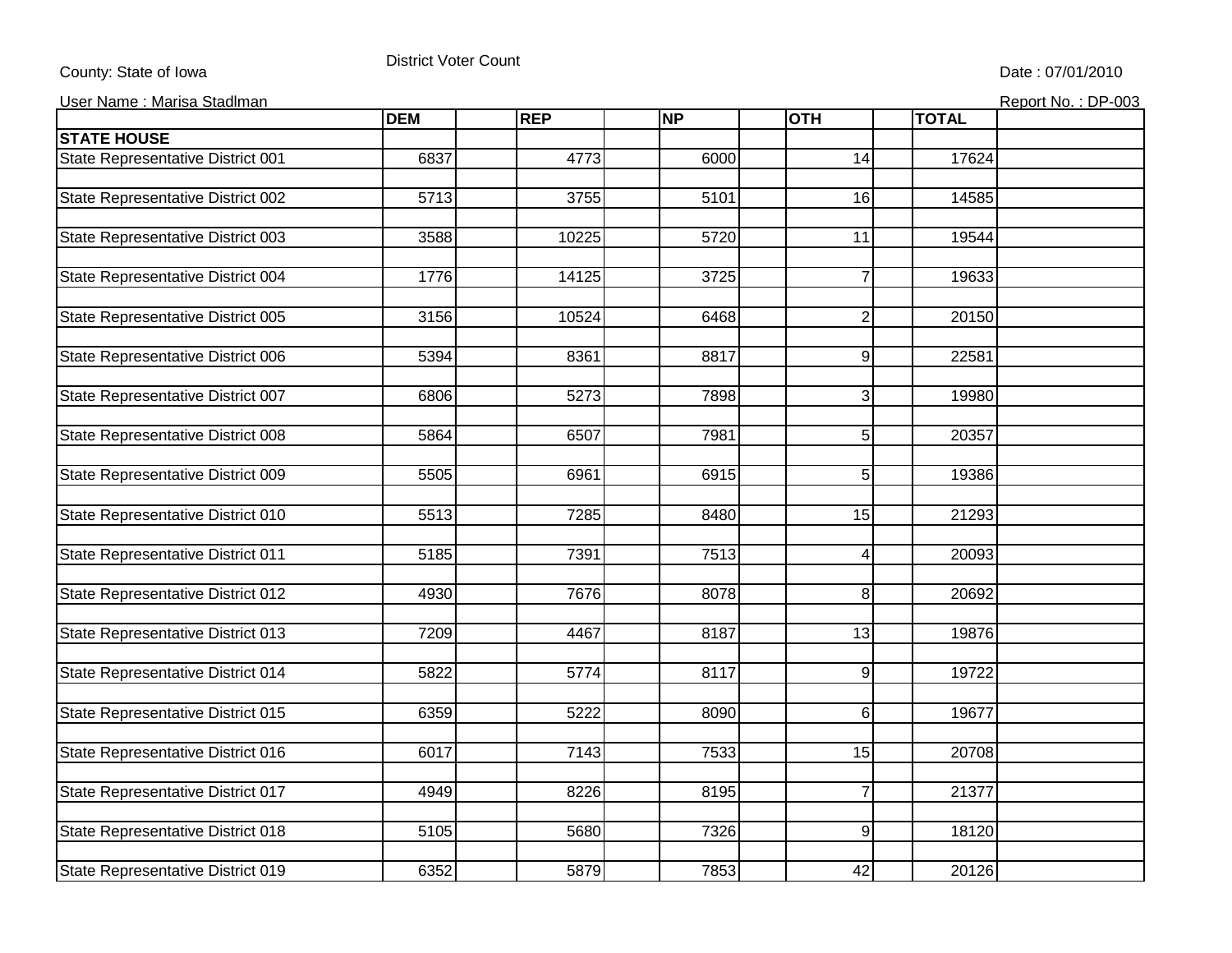County: State of Iowa

District Voter Count

Date : 07/01/2010

User Name : Marisa Stadlman

Report No. : DP-003

| | DEM | REP | NP | OTH | TOTAL |
|---|---|---|---|---|---|
| **STATE HOUSE** | | | | | |
| State Representative District 001 | 6837 | 4773 | 6000 | 14 | 17624 |
| State Representative District 002 | 5713 | 3755 | 5101 | 16 | 14585 |
| State Representative District 003 | 3588 | 10225 | 5720 | 11 | 19544 |
| State Representative District 004 | 1776 | 14125 | 3725 | 7 | 19633 |
| State Representative District 005 | 3156 | 10524 | 6468 | 2 | 20150 |
| State Representative District 006 | 5394 | 8361 | 8817 | 9 | 22581 |
| State Representative District 007 | 6806 | 5273 | 7898 | 3 | 19980 |
| State Representative District 008 | 5864 | 6507 | 7981 | 5 | 20357 |
| State Representative District 009 | 5505 | 6961 | 6915 | 5 | 19386 |
| State Representative District 010 | 5513 | 7285 | 8480 | 15 | 21293 |
| State Representative District 011 | 5185 | 7391 | 7513 | 4 | 20093 |
| State Representative District 012 | 4930 | 7676 | 8078 | 8 | 20692 |
| State Representative District 013 | 7209 | 4467 | 8187 | 13 | 19876 |
| State Representative District 014 | 5822 | 5774 | 8117 | 9 | 19722 |
| State Representative District 015 | 6359 | 5222 | 8090 | 6 | 19677 |
| State Representative District 016 | 6017 | 7143 | 7533 | 15 | 20708 |
| State Representative District 017 | 4949 | 8226 | 8195 | 7 | 21377 |
| State Representative District 018 | 5105 | 5680 | 7326 | 9 | 18120 |
| State Representative District 019 | 6352 | 5879 | 7853 | 42 | 20126 |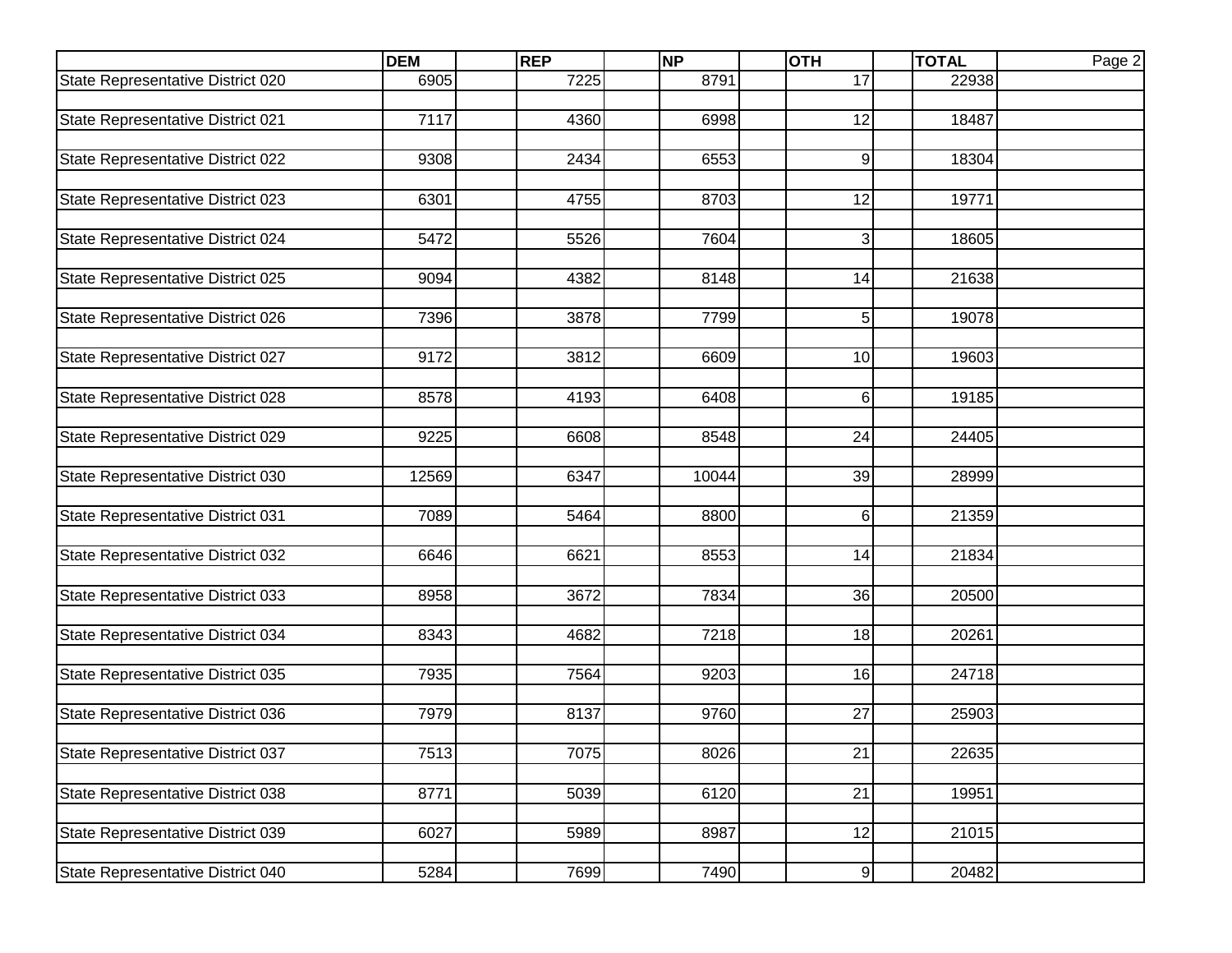| | DEM | REP | NP | OTH | TOTAL |
|---|---|---|---|---|---|
| State Representative District 020 | 6905 | 7225 | 8791 | 17 | 22938 |
| State Representative District 021 | 7117 | 4360 | 6998 | 12 | 18487 |
| State Representative District 022 | 9308 | 2434 | 6553 | 9 | 18304 |
| State Representative District 023 | 6301 | 4755 | 8703 | 12 | 19771 |
| State Representative District 024 | 5472 | 5526 | 7604 | 3 | 18605 |
| State Representative District 025 | 9094 | 4382 | 8148 | 14 | 21638 |
| State Representative District 026 | 7396 | 3878 | 7799 | 5 | 19078 |
| State Representative District 027 | 9172 | 3812 | 6609 | 10 | 19603 |
| State Representative District 028 | 8578 | 4193 | 6408 | 6 | 19185 |
| State Representative District 029 | 9225 | 6608 | 8548 | 24 | 24405 |
| State Representative District 030 | 12569 | 6347 | 10044 | 39 | 28999 |
| State Representative District 031 | 7089 | 5464 | 8800 | 6 | 21359 |
| State Representative District 032 | 6646 | 6621 | 8553 | 14 | 21834 |
| State Representative District 033 | 8958 | 3672 | 7834 | 36 | 20500 |
| State Representative District 034 | 8343 | 4682 | 7218 | 18 | 20261 |
| State Representative District 035 | 7935 | 7564 | 9203 | 16 | 24718 |
| State Representative District 036 | 7979 | 8137 | 9760 | 27 | 25903 |
| State Representative District 037 | 7513 | 7075 | 8026 | 21 | 22635 |
| State Representative District 038 | 8771 | 5039 | 6120 | 21 | 19951 |
| State Representative District 039 | 6027 | 5989 | 8987 | 12 | 21015 |
| State Representative District 040 | 5284 | 7699 | 7490 | 9 | 20482 |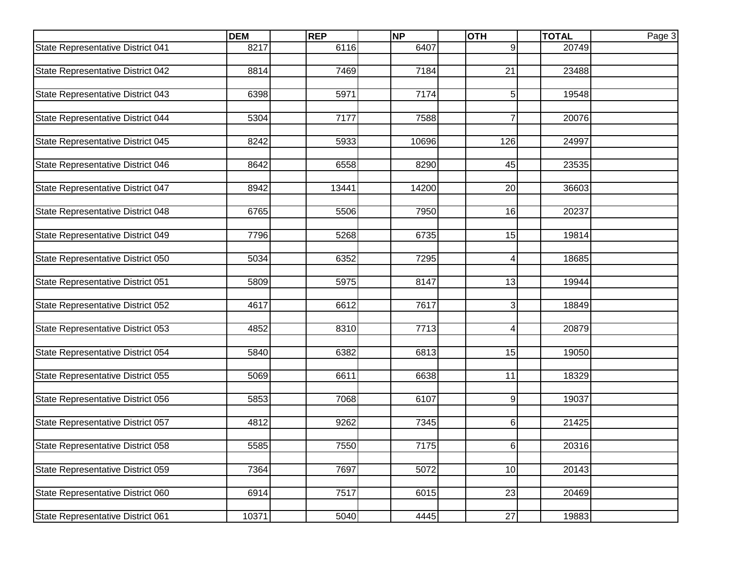| | DEM | REP | NP | OTH | TOTAL |
|---|---|---|---|---|---|
| State Representative District 041 | 8217 | 6116 | 6407 | 9 | 20749 |
| State Representative District 042 | 8814 | 7469 | 7184 | 21 | 23488 |
| State Representative District 043 | 6398 | 5971 | 7174 | 5 | 19548 |
| State Representative District 044 | 5304 | 7177 | 7588 | 7 | 20076 |
| State Representative District 045 | 8242 | 5933 | 10696 | 126 | 24997 |
| State Representative District 046 | 8642 | 6558 | 8290 | 45 | 23535 |
| State Representative District 047 | 8942 | 13441 | 14200 | 20 | 36603 |
| State Representative District 048 | 6765 | 5506 | 7950 | 16 | 20237 |
| State Representative District 049 | 7796 | 5268 | 6735 | 15 | 19814 |
| State Representative District 050 | 5034 | 6352 | 7295 | 4 | 18685 |
| State Representative District 051 | 5809 | 5975 | 8147 | 13 | 19944 |
| State Representative District 052 | 4617 | 6612 | 7617 | 3 | 18849 |
| State Representative District 053 | 4852 | 8310 | 7713 | 4 | 20879 |
| State Representative District 054 | 5840 | 6382 | 6813 | 15 | 19050 |
| State Representative District 055 | 5069 | 6611 | 6638 | 11 | 18329 |
| State Representative District 056 | 5853 | 7068 | 6107 | 9 | 19037 |
| State Representative District 057 | 4812 | 9262 | 7345 | 6 | 21425 |
| State Representative District 058 | 5585 | 7550 | 7175 | 6 | 20316 |
| State Representative District 059 | 7364 | 7697 | 5072 | 10 | 20143 |
| State Representative District 060 | 6914 | 7517 | 6015 | 23 | 20469 |
| State Representative District 061 | 10371 | 5040 | 4445 | 27 | 19883 |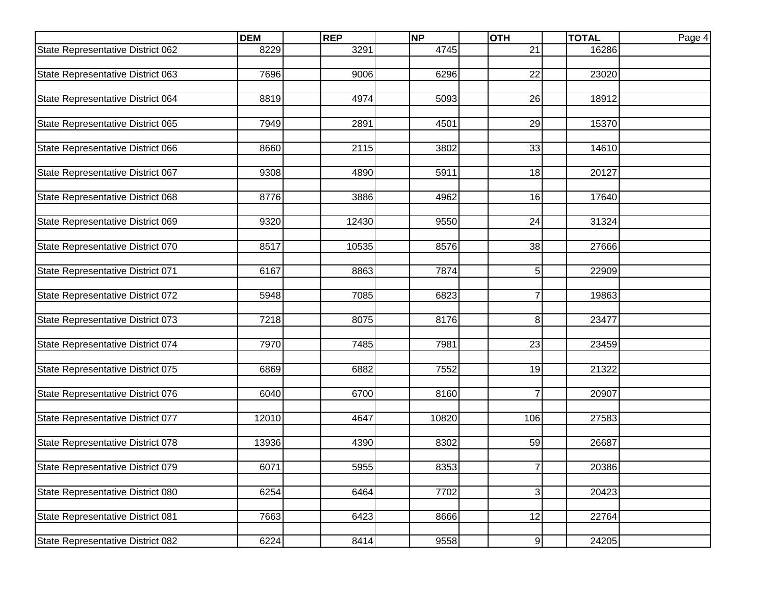|  | DEM | REP | NP | OTH | TOTAL |
|---|---|---|---|---|---|
| State Representative District 062 | 8229 | 3291 | 4745 | 21 | 16286 |
| State Representative District 063 | 7696 | 9006 | 6296 | 22 | 23020 |
| State Representative District 064 | 8819 | 4974 | 5093 | 26 | 18912 |
| State Representative District 065 | 7949 | 2891 | 4501 | 29 | 15370 |
| State Representative District 066 | 8660 | 2115 | 3802 | 33 | 14610 |
| State Representative District 067 | 9308 | 4890 | 5911 | 18 | 20127 |
| State Representative District 068 | 8776 | 3886 | 4962 | 16 | 17640 |
| State Representative District 069 | 9320 | 12430 | 9550 | 24 | 31324 |
| State Representative District 070 | 8517 | 10535 | 8576 | 38 | 27666 |
| State Representative District 071 | 6167 | 8863 | 7874 | 5 | 22909 |
| State Representative District 072 | 5948 | 7085 | 6823 | 7 | 19863 |
| State Representative District 073 | 7218 | 8075 | 8176 | 8 | 23477 |
| State Representative District 074 | 7970 | 7485 | 7981 | 23 | 23459 |
| State Representative District 075 | 6869 | 6882 | 7552 | 19 | 21322 |
| State Representative District 076 | 6040 | 6700 | 8160 | 7 | 20907 |
| State Representative District 077 | 12010 | 4647 | 10820 | 106 | 27583 |
| State Representative District 078 | 13936 | 4390 | 8302 | 59 | 26687 |
| State Representative District 079 | 6071 | 5955 | 8353 | 7 | 20386 |
| State Representative District 080 | 6254 | 6464 | 7702 | 3 | 20423 |
| State Representative District 081 | 7663 | 6423 | 8666 | 12 | 22764 |
| State Representative District 082 | 6224 | 8414 | 9558 | 9 | 24205 |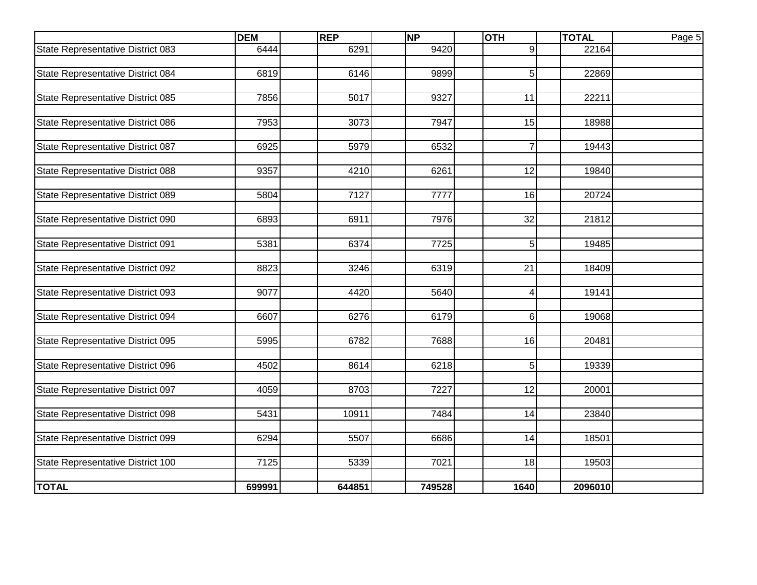| | DEM | REP | NP | OTH | TOTAL |
|---|---|---|---|---|---|
| State Representative District 083 | 6444 | 6291 | 9420 | 9 | 22164 |
| State Representative District 084 | 6819 | 6146 | 9899 | 5 | 22869 |
| State Representative District 085 | 7856 | 5017 | 9327 | 11 | 22211 |
| State Representative District 086 | 7953 | 3073 | 7947 | 15 | 18988 |
| State Representative District 087 | 6925 | 5979 | 6532 | 7 | 19443 |
| State Representative District 088 | 9357 | 4210 | 6261 | 12 | 19840 |
| State Representative District 089 | 5804 | 7127 | 7777 | 16 | 20724 |
| State Representative District 090 | 6893 | 6911 | 7976 | 32 | 21812 |
| State Representative District 091 | 5381 | 6374 | 7725 | 5 | 19485 |
| State Representative District 092 | 8823 | 3246 | 6319 | 21 | 18409 |
| State Representative District 093 | 9077 | 4420 | 5640 | 4 | 19141 |
| State Representative District 094 | 6607 | 6276 | 6179 | 6 | 19068 |
| State Representative District 095 | 5995 | 6782 | 7688 | 16 | 20481 |
| State Representative District 096 | 4502 | 8614 | 6218 | 5 | 19339 |
| State Representative District 097 | 4059 | 8703 | 7227 | 12 | 20001 |
| State Representative District 098 | 5431 | 10911 | 7484 | 14 | 23840 |
| State Representative District 099 | 6294 | 5507 | 6686 | 14 | 18501 |
| State Representative District 100 | 7125 | 5339 | 7021 | 18 | 19503 |
| **TOTAL** | **699991** | **644851** | **749528** | **1640** | **2096010** |